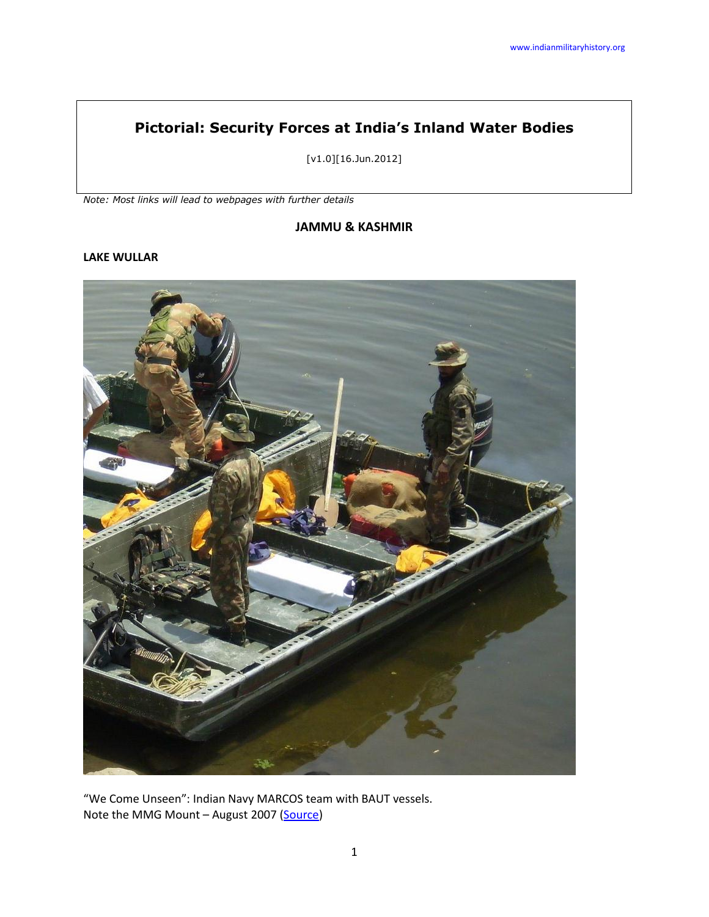# Pictorial: Security Forces at India's Inland Water Bodies

[v1.0][16.Jun.2012]

*Note: Most links will lead to webpages with further details*

## JAMMU & KASHMIR

### LAKE WULLAR

"We Come Unseen": Indian Navy MARCOS team with BAUT vessels.
Note the MMG Mount – August 2007 (Source)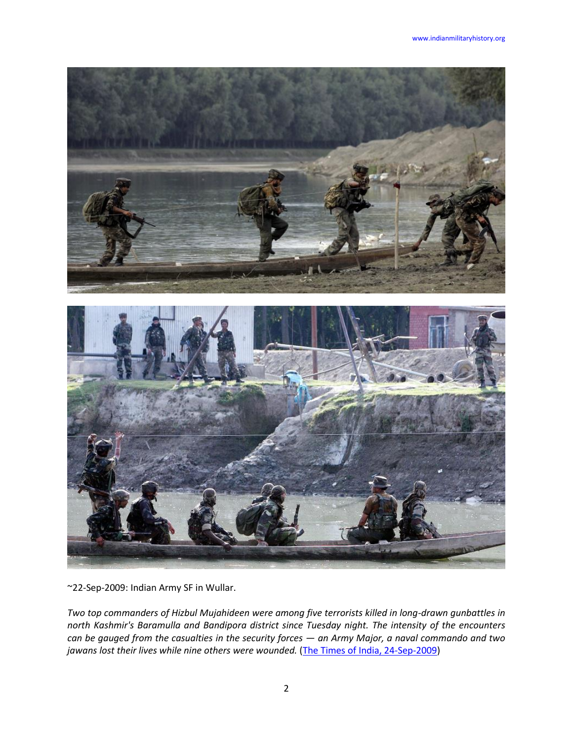~22-Sep-2009: Indian Army SF in Wullar.

*Two top commanders of Hizbul Mujahideen were among five terrorists killed in long-drawn gunbattles in north Kashmir's Baramulla and Bandipora district since Tuesday night. The intensity of the encounters can be gauged from the casualties in the security forces — an Army Major, a naval commando and two jawans lost their lives while nine others were wounded.* (The Times of India, 24-Sep-2009)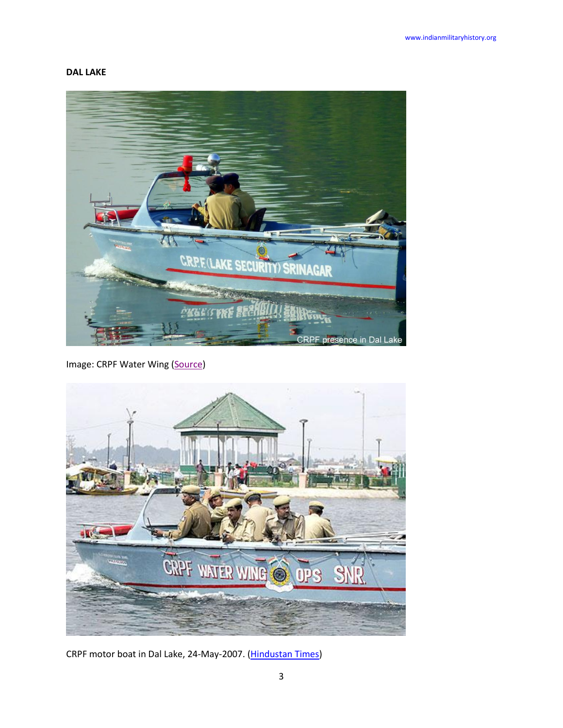**DAL LAKE**

Image: CRPF Water Wing (Source)

CRPF motor boat in Dal Lake, 24-May-2007. (Hindustan Times)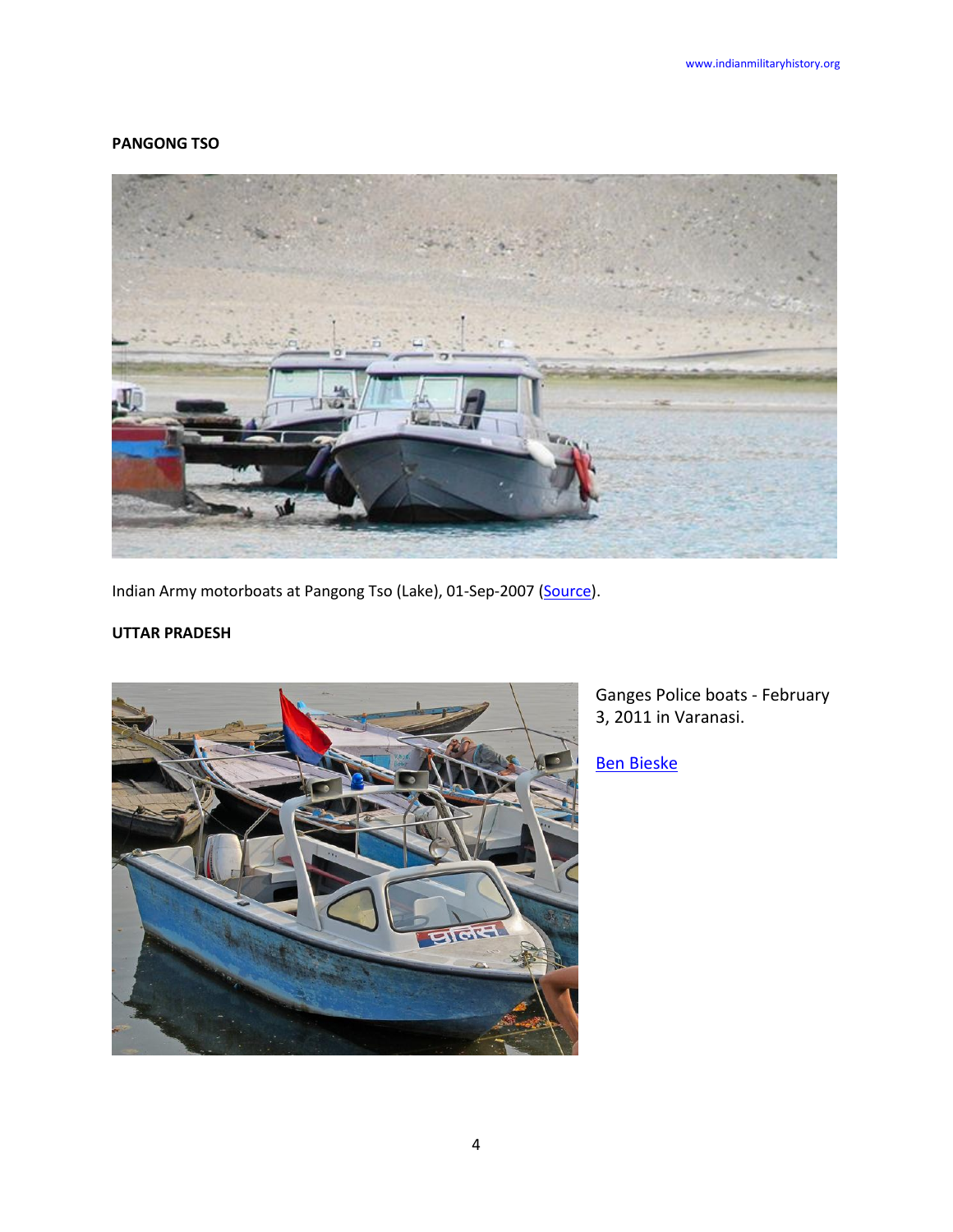**PANGONG TSO**

Indian Army motorboats at Pangong Tso (Lake), 01-Sep-2007 (Source).

**UTTAR PRADESH**

Ganges Police boats - February 3, 2011 in Varanasi.

Ben Bieske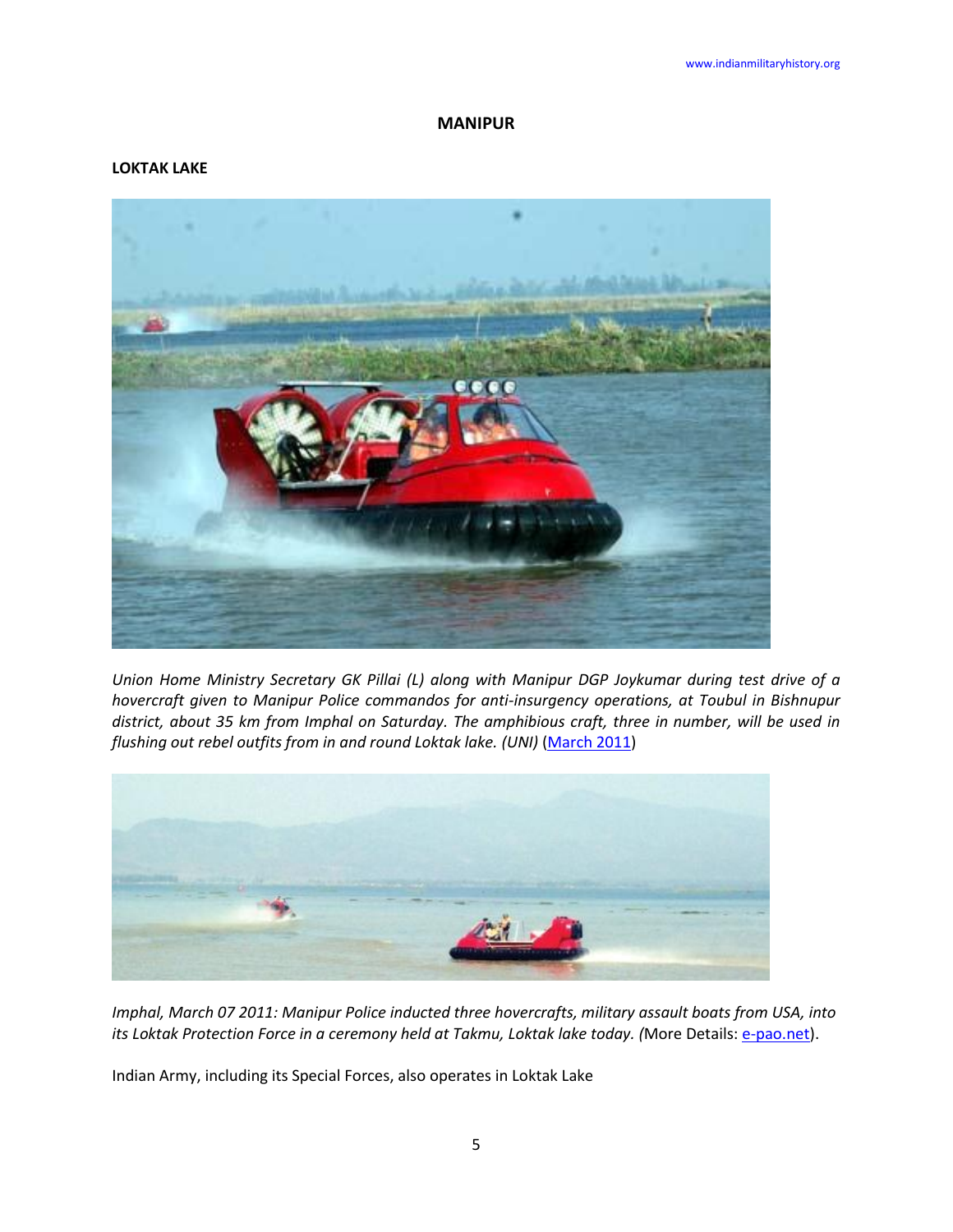# MANIPUR

## LOKTAK LAKE

*Union Home Ministry Secretary GK Pillai (L) along with Manipur DGP Joykumar during test drive of a hovercraft given to Manipur Police commandos for anti-insurgency operations, at Toubul in Bishnupur district, about 35 km from Imphal on Saturday. The amphibious craft, three in number, will be used in flushing out rebel outfits from in and round Loktak lake. (UNI)* (March 2011)

*Imphal, March 07 2011: Manipur Police inducted three hovercrafts, military assault boats from USA, into its Loktak Protection Force in a ceremony held at Takmu, Loktak lake today. (*More Details: e-pao.net).

Indian Army, including its Special Forces, also operates in Loktak Lake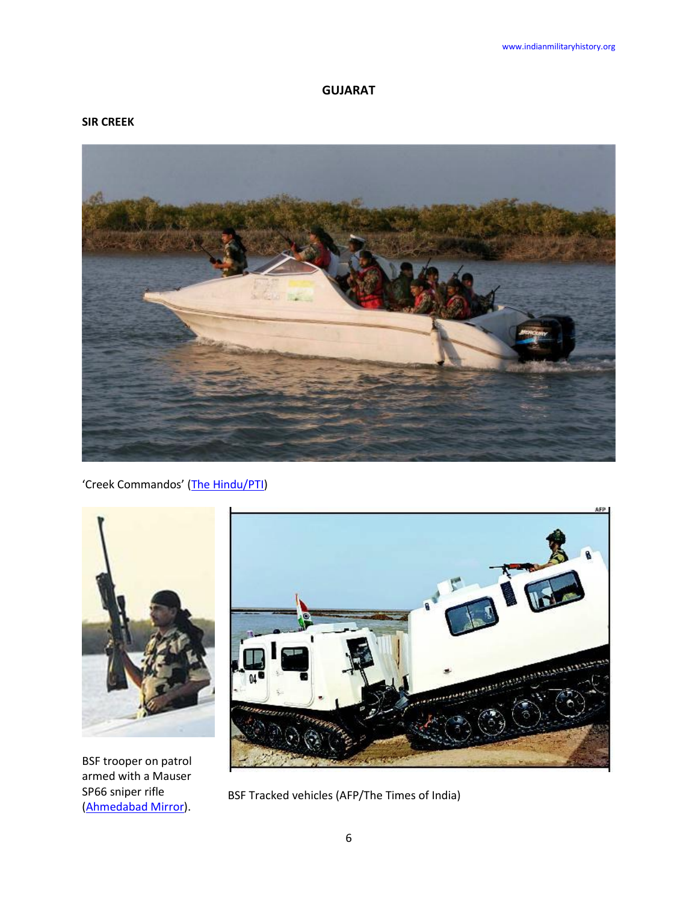# GUJARAT

## SIR CREEK

'Creek Commandos' (The Hindu/PTI)

BSF trooper on patrol armed with a Mauser SP66 sniper rifle (Ahmedabad Mirror).

BSF Tracked vehicles (AFP/The Times of India)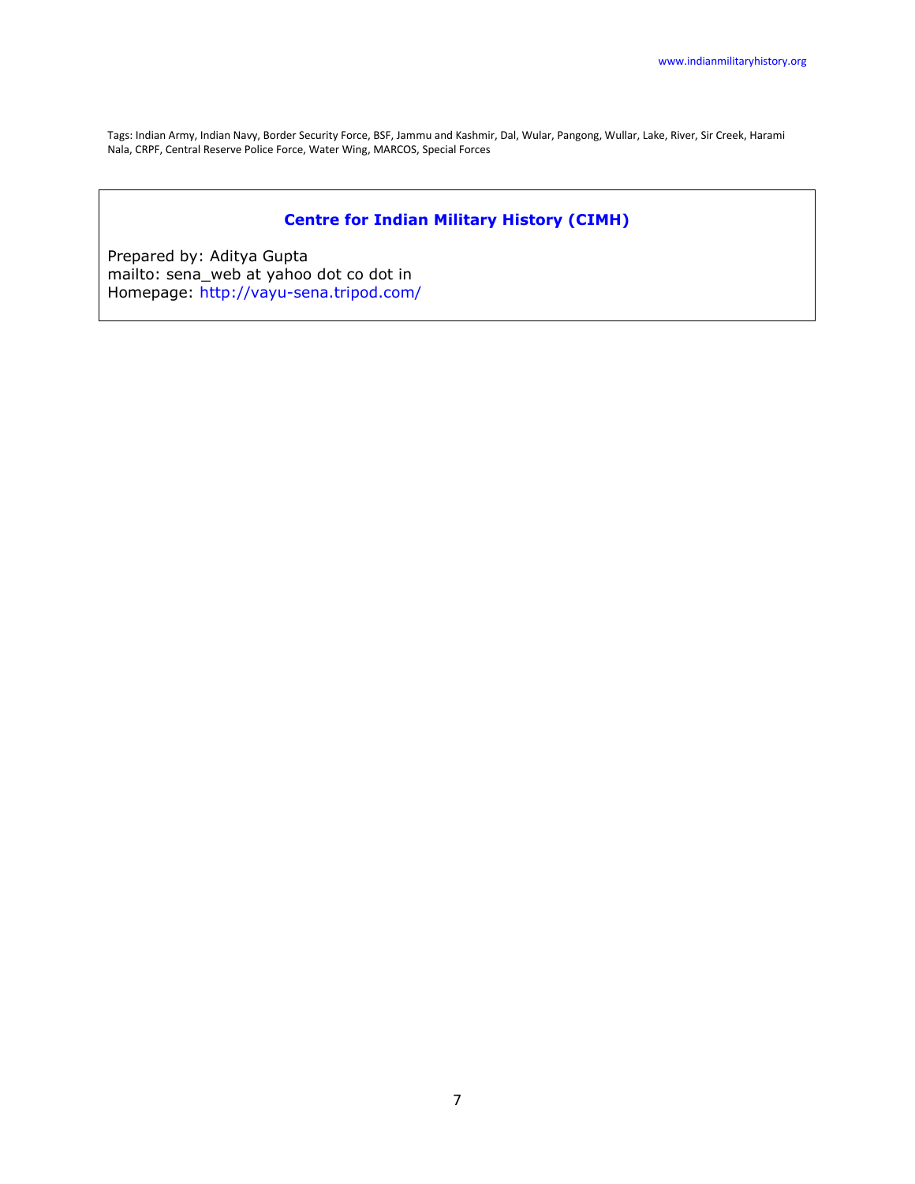Tags: Indian Army, Indian Navy, Border Security Force, BSF, Jammu and Kashmir, Dal, Wular, Pangong, Wullar, Lake, River, Sir Creek, Harami Nala, CRPF, Central Reserve Police Force, Water Wing, MARCOS, Special Forces

**Centre for Indian Military History (CIMH)**

Prepared by: Aditya Gupta
mailto: sena_web at yahoo dot co dot in
Homepage: http://vayu-sena.tripod.com/